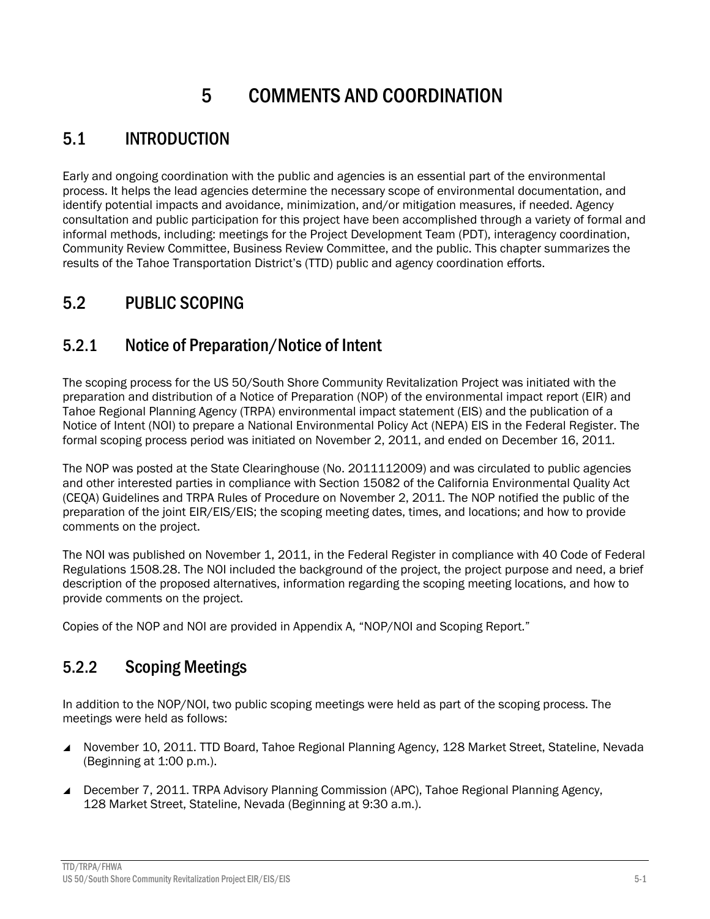# 5 COMMENTS AND COORDINATION

## 5.1 INTRODUCTION

Early and ongoing coordination with the public and agencies is an essential part of the environmental process. It helps the lead agencies determine the necessary scope of environmental documentation, and identify potential impacts and avoidance, minimization, and/or mitigation measures, if needed. Agency consultation and public participation for this project have been accomplished through a variety of formal and informal methods, including: meetings for the Project Development Team (PDT), interagency coordination, Community Review Committee, Business Review Committee, and the public. This chapter summarizes the results of the Tahoe Transportation District's (TTD) public and agency coordination efforts.

## 5.2 PUBLIC SCOPING

### 5.2.1 Notice of Preparation/Notice of Intent

The scoping process for the US 50/South Shore Community Revitalization Project was initiated with the preparation and distribution of a Notice of Preparation (NOP) of the environmental impact report (EIR) and Tahoe Regional Planning Agency (TRPA) environmental impact statement (EIS) and the publication of a Notice of Intent (NOI) to prepare a National Environmental Policy Act (NEPA) EIS in the Federal Register. The formal scoping process period was initiated on November 2, 2011, and ended on December 16, 2011.

The NOP was posted at the State Clearinghouse (No. 2011112009) and was circulated to public agencies and other interested parties in compliance with Section 15082 of the California Environmental Quality Act (CEQA) Guidelines and TRPA Rules of Procedure on November 2, 2011. The NOP notified the public of the preparation of the joint EIR/EIS/EIS; the scoping meeting dates, times, and locations; and how to provide comments on the project.

The NOI was published on November 1, 2011, in the Federal Register in compliance with 40 Code of Federal Regulations 1508.28. The NOI included the background of the project, the project purpose and need, a brief description of the proposed alternatives, information regarding the scoping meeting locations, and how to provide comments on the project.

Copies of the NOP and NOI are provided in Appendix A, "NOP/NOI and Scoping Report."

### 5.2.2 Scoping Meetings

In addition to the NOP/NOI, two public scoping meetings were held as part of the scoping process. The meetings were held as follows:

- November 10, 2011. TTD Board, Tahoe Regional Planning Agency, 128 Market Street, Stateline, Nevada (Beginning at 1:00 p.m.).
- December 7, 2011. TRPA Advisory Planning Commission (APC), Tahoe Regional Planning Agency, 128 Market Street, Stateline, Nevada (Beginning at 9:30 a.m.).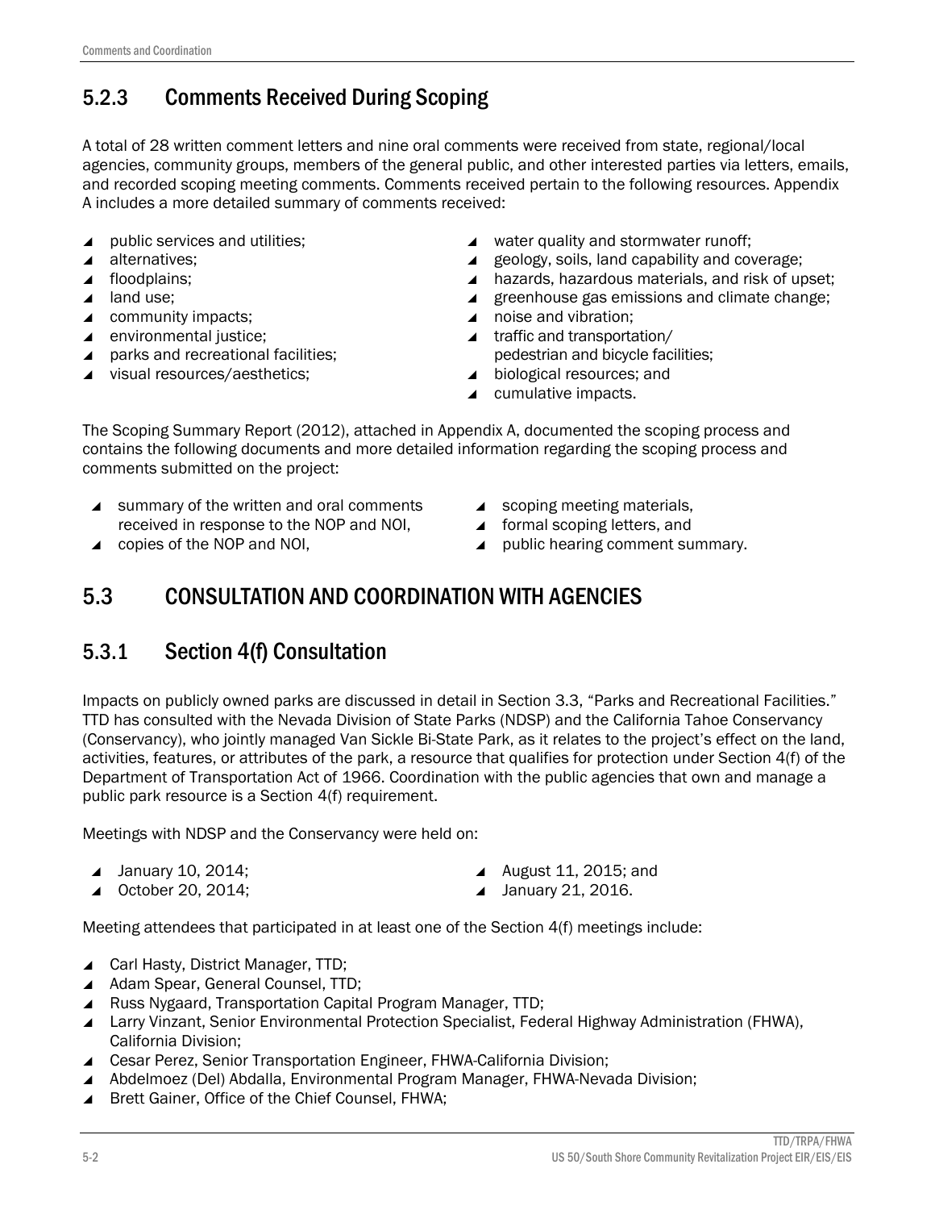## 5.2.3 Comments Received During Scoping

A total of 28 written comment letters and nine oral comments were received from state, regional/local agencies, community groups, members of the general public, and other interested parties via letters, emails, and recorded scoping meeting comments. Comments received pertain to the following resources. Appendix A includes a more detailed summary of comments received:

- public services and utilities;
- alternatives;
- floodplains;
- land use;
- community impacts;
- environmental justice;
- parks and recreational facilities;
- visual resources/aesthetics;
- water quality and stormwater runoff;
- geology, soils, land capability and coverage;
- hazards, hazardous materials, and risk of upset;
- greenhouse gas emissions and climate change;
- noise and vibration;
- traffic and transportation/ pedestrian and bicycle facilities;
- biological resources; and
- cumulative impacts.

The Scoping Summary Report (2012), attached in Appendix A, documented the scoping process and contains the following documents and more detailed information regarding the scoping process and comments submitted on the project:

- summary of the written and oral comments received in response to the NOP and NOI,
- copies of the NOP and NOI,
- scoping meeting materials,
- formal scoping letters, and
- public hearing comment summary.

# 5.3 CONSULTATION AND COORDINATION WITH AGENCIES

## 5.3.1 Section 4(f) Consultation

Impacts on publicly owned parks are discussed in detail in Section 3.3, "Parks and Recreational Facilities." TTD has consulted with the Nevada Division of State Parks (NDSP) and the California Tahoe Conservancy (Conservancy), who jointly managed Van Sickle Bi-State Park, as it relates to the project's effect on the land, activities, features, or attributes of the park, a resource that qualifies for protection under Section 4(f) of the Department of Transportation Act of 1966. Coordination with the public agencies that own and manage a public park resource is a Section 4(f) requirement.

Meetings with NDSP and the Conservancy were held on:

- January 10, 2014;
- October 20, 2014;
- August 11, 2015; and
- January 21, 2016.

Meeting attendees that participated in at least one of the Section 4(f) meetings include:

- Carl Hasty, District Manager, TTD;
- Adam Spear, General Counsel, TTD;
- Russ Nygaard, Transportation Capital Program Manager, TTD;
- Larry Vinzant, Senior Environmental Protection Specialist, Federal Highway Administration (FHWA), California Division;
- Cesar Perez, Senior Transportation Engineer, FHWA-California Division;
- Abdelmoez (Del) Abdalla, Environmental Program Manager, FHWA-Nevada Division;
- Brett Gainer, Office of the Chief Counsel, FHWA;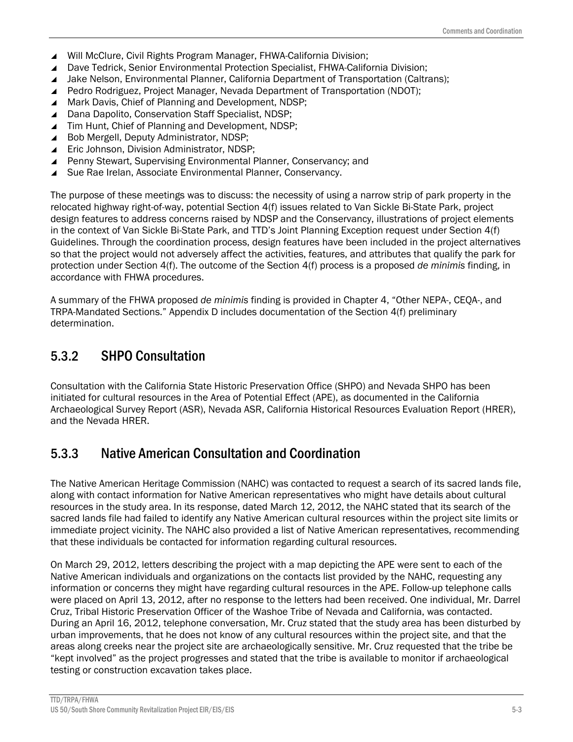- Will McClure, Civil Rights Program Manager, FHWA-California Division;
- Dave Tedrick, Senior Environmental Protection Specialist, FHWA-California Division;
- Jake Nelson, Environmental Planner, California Department of Transportation (Caltrans);
- Pedro Rodriguez, Project Manager, Nevada Department of Transportation (NDOT);
- Mark Davis, Chief of Planning and Development, NDSP;
- Dana Dapolito, Conservation Staff Specialist, NDSP;
- Tim Hunt, Chief of Planning and Development, NDSP;
- Bob Mergell, Deputy Administrator, NDSP;
- Eric Johnson, Division Administrator, NDSP;
- Penny Stewart, Supervising Environmental Planner, Conservancy; and
- Sue Rae Irelan, Associate Environmental Planner, Conservancy.

The purpose of these meetings was to discuss: the necessity of using a narrow strip of park property in the relocated highway right-of-way, potential Section 4(f) issues related to Van Sickle Bi-State Park, project design features to address concerns raised by NDSP and the Conservancy, illustrations of project elements in the context of Van Sickle Bi-State Park, and TTD's Joint Planning Exception request under Section 4(f) Guidelines. Through the coordination process, design features have been included in the project alternatives so that the project would not adversely affect the activities, features, and attributes that qualify the park for protection under Section 4(f). The outcome of the Section 4(f) process is a proposed *de minimis* finding, in accordance with FHWA procedures.

A summary of the FHWA proposed *de minimis* finding is provided in Chapter 4, "Other NEPA-, CEQA-, and TRPA-Mandated Sections." Appendix D includes documentation of the Section 4(f) preliminary determination.

## 5.3.2 SHPO Consultation

Consultation with the California State Historic Preservation Office (SHPO) and Nevada SHPO has been initiated for cultural resources in the Area of Potential Effect (APE), as documented in the California Archaeological Survey Report (ASR), Nevada ASR, California Historical Resources Evaluation Report (HRER), and the Nevada HRER.

## 5.3.3 Native American Consultation and Coordination

The Native American Heritage Commission (NAHC) was contacted to request a search of its sacred lands file, along with contact information for Native American representatives who might have details about cultural resources in the study area. In its response, dated March 12, 2012, the NAHC stated that its search of the sacred lands file had failed to identify any Native American cultural resources within the project site limits or immediate project vicinity. The NAHC also provided a list of Native American representatives, recommending that these individuals be contacted for information regarding cultural resources.

On March 29, 2012, letters describing the project with a map depicting the APE were sent to each of the Native American individuals and organizations on the contacts list provided by the NAHC, requesting any information or concerns they might have regarding cultural resources in the APE. Follow-up telephone calls were placed on April 13, 2012, after no response to the letters had been received. One individual, Mr. Darrel Cruz, Tribal Historic Preservation Officer of the Washoe Tribe of Nevada and California, was contacted. During an April 16, 2012, telephone conversation, Mr. Cruz stated that the study area has been disturbed by urban improvements, that he does not know of any cultural resources within the project site, and that the areas along creeks near the project site are archaeologically sensitive. Mr. Cruz requested that the tribe be "kept involved" as the project progresses and stated that the tribe is available to monitor if archaeological testing or construction excavation takes place.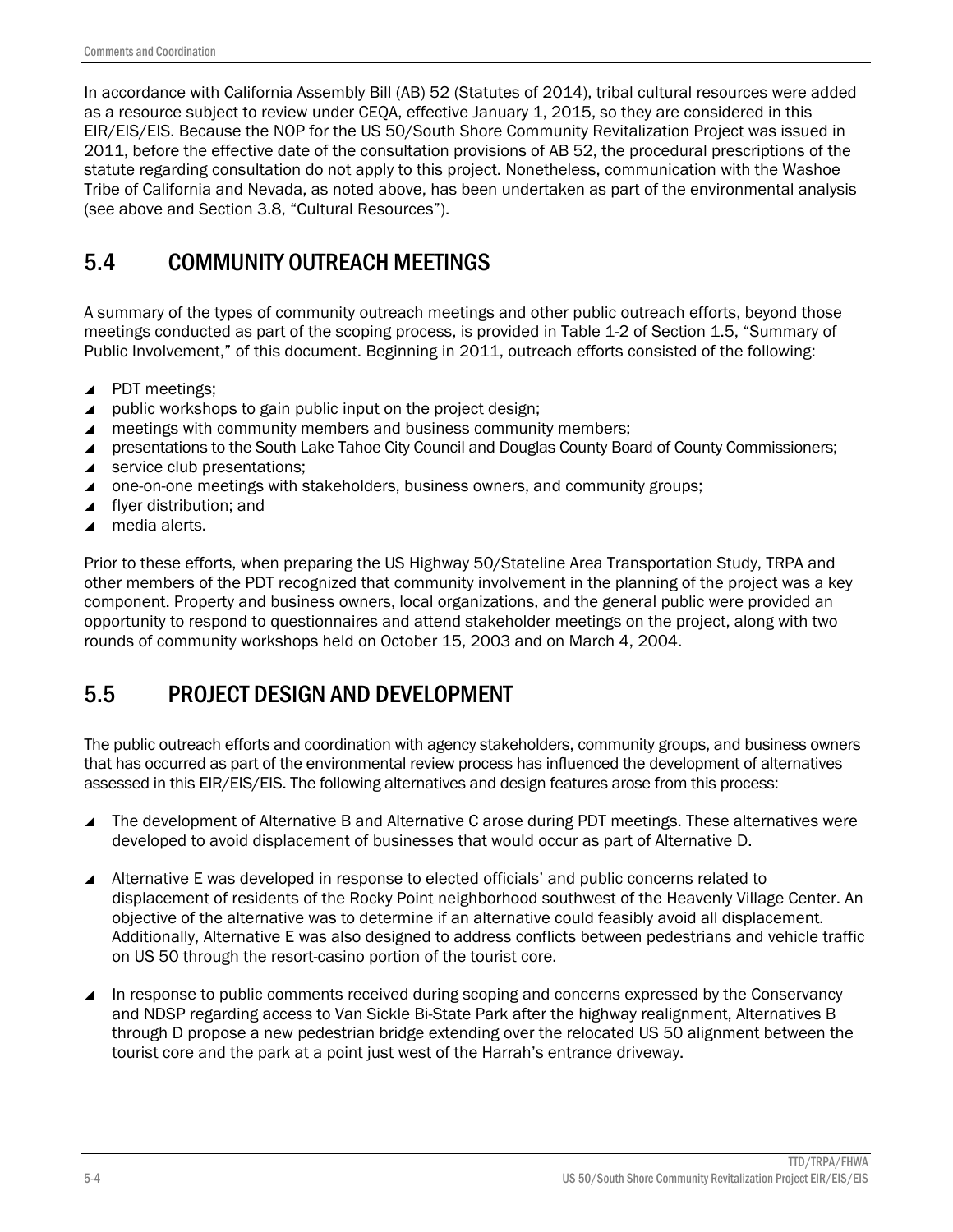In accordance with California Assembly Bill (AB) 52 (Statutes of 2014), tribal cultural resources were added as a resource subject to review under CEQA, effective January 1, 2015, so they are considered in this EIR/EIS/EIS. Because the NOP for the US 50/South Shore Community Revitalization Project was issued in 2011, before the effective date of the consultation provisions of AB 52, the procedural prescriptions of the statute regarding consultation do not apply to this project. Nonetheless, communication with the Washoe Tribe of California and Nevada, as noted above, has been undertaken as part of the environmental analysis (see above and Section 3.8, "Cultural Resources").

## 5.4 COMMUNITY OUTREACH MEETINGS

A summary of the types of community outreach meetings and other public outreach efforts, beyond those meetings conducted as part of the scoping process, is provided in Table 1-2 of Section 1.5, "Summary of Public Involvement," of this document. Beginning in 2011, outreach efforts consisted of the following:

- PDT meetings;
- public workshops to gain public input on the project design;
- meetings with community members and business community members;
- presentations to the South Lake Tahoe City Council and Douglas County Board of County Commissioners;
- service club presentations;
- one-on-one meetings with stakeholders, business owners, and community groups;
- flyer distribution; and
- media alerts.

Prior to these efforts, when preparing the US Highway 50/Stateline Area Transportation Study, TRPA and other members of the PDT recognized that community involvement in the planning of the project was a key component. Property and business owners, local organizations, and the general public were provided an opportunity to respond to questionnaires and attend stakeholder meetings on the project, along with two rounds of community workshops held on October 15, 2003 and on March 4, 2004.

## 5.5 PROJECT DESIGN AND DEVELOPMENT

The public outreach efforts and coordination with agency stakeholders, community groups, and business owners that has occurred as part of the environmental review process has influenced the development of alternatives assessed in this EIR/EIS/EIS. The following alternatives and design features arose from this process:

- The development of Alternative B and Alternative C arose during PDT meetings. These alternatives were developed to avoid displacement of businesses that would occur as part of Alternative D.

- Alternative E was developed in response to elected officials' and public concerns related to displacement of residents of the Rocky Point neighborhood southwest of the Heavenly Village Center. An objective of the alternative was to determine if an alternative could feasibly avoid all displacement. Additionally, Alternative E was also designed to address conflicts between pedestrians and vehicle traffic on US 50 through the resort-casino portion of the tourist core.

- In response to public comments received during scoping and concerns expressed by the Conservancy and NDSP regarding access to Van Sickle Bi-State Park after the highway realignment, Alternatives B through D propose a new pedestrian bridge extending over the relocated US 50 alignment between the tourist core and the park at a point just west of the Harrah's entrance driveway.